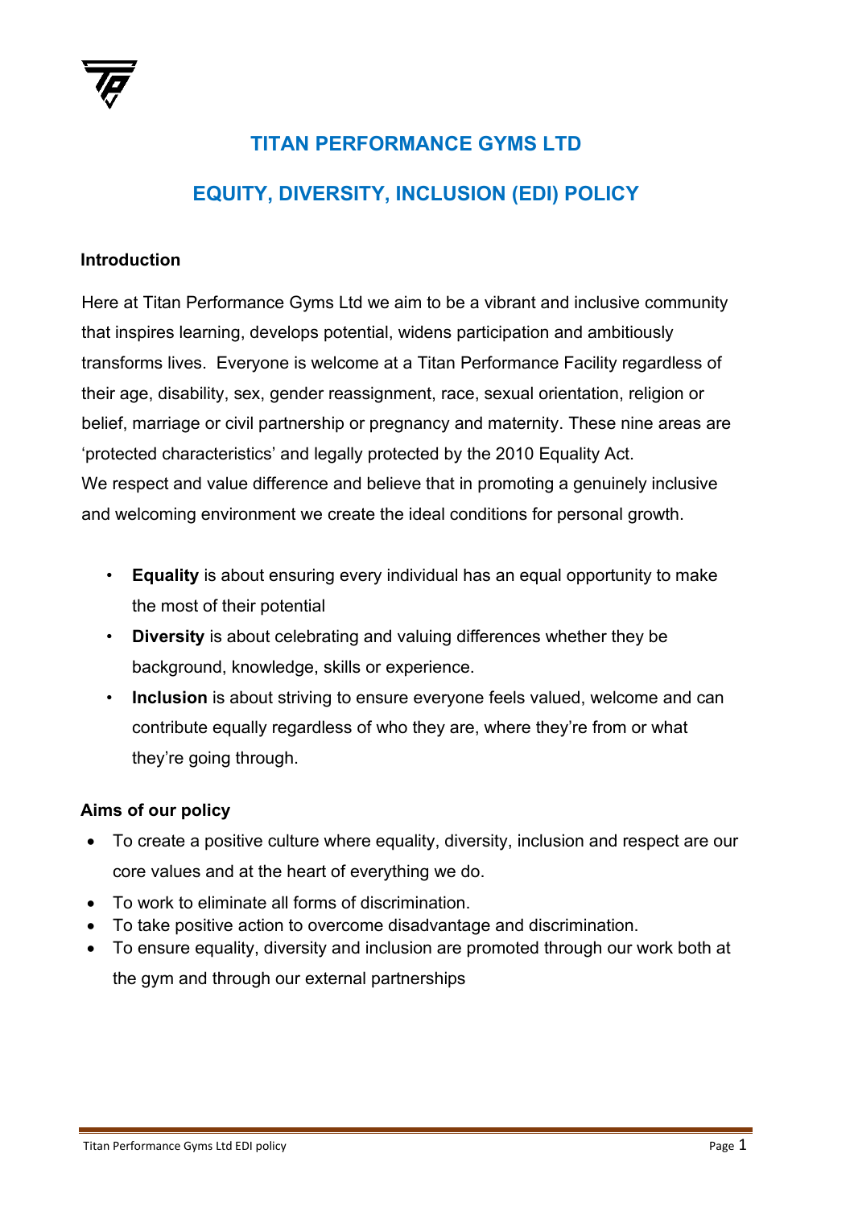# TITAN PERFORMANCE GYMS LTD

## EQUITY, DIVERSITY, INCLUSION (EDI) POLICY

### Introduction

Here at Titan Performance Gyms Ltd we aim to be a vibrant and inclusive community that inspires learning, develops potential, widens participation and ambitiously transforms lives. Everyone is welcome at a Titan Performance Facility regardless of their age, disability, sex, gender reassignment, race, sexual orientation, religion or belief, marriage or civil partnership or pregnancy and maternity. These nine areas are 'protected characteristics' and legally protected by the 2010 Equality Act.
We respect and value difference and believe that in promoting a genuinely inclusive and welcoming environment we create the ideal conditions for personal growth.

- **Equality** is about ensuring every individual has an equal opportunity to make the most of their potential
- **Diversity** is about celebrating and valuing differences whether they be background, knowledge, skills or experience.
- **Inclusion** is about striving to ensure everyone feels valued, welcome and can contribute equally regardless of who they are, where they're from or what they're going through.

### Aims of our policy

- To create a positive culture where equality, diversity, inclusion and respect are our core values and at the heart of everything we do.
- To work to eliminate all forms of discrimination.
- To take positive action to overcome disadvantage and discrimination.
- To ensure equality, diversity and inclusion are promoted through our work both at the gym and through our external partnerships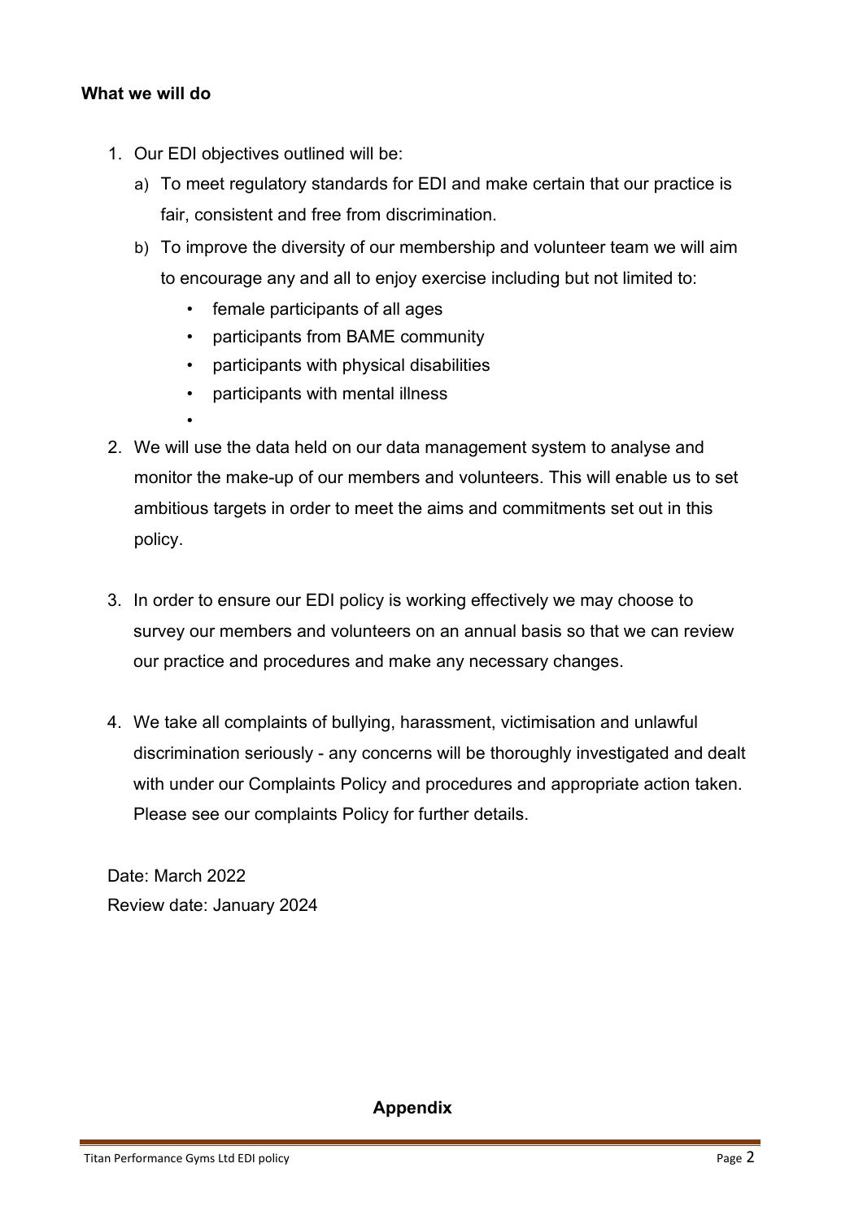**What we will do**

1. Our EDI objectives outlined will be:
   a) To meet regulatory standards for EDI and make certain that our practice is fair, consistent and free from discrimination.
   b) To improve the diversity of our membership and volunteer team we will aim to encourage any and all to enjoy exercise including but not limited to:
      - female participants of all ages
      - participants from BAME community
      - participants with physical disabilities
      - participants with mental illness
      -

2. We will use the data held on our data management system to analyse and monitor the make-up of our members and volunteers. This will enable us to set ambitious targets in order to meet the aims and commitments set out in this policy.

3. In order to ensure our EDI policy is working effectively we may choose to survey our members and volunteers on an annual basis so that we can review our practice and procedures and make any necessary changes.

4. We take all complaints of bullying, harassment, victimisation and unlawful discrimination seriously - any concerns will be thoroughly investigated and dealt with under our Complaints Policy and procedures and appropriate action taken. Please see our complaints Policy for further details.

Date: March 2022
Review date: January 2024

**Appendix**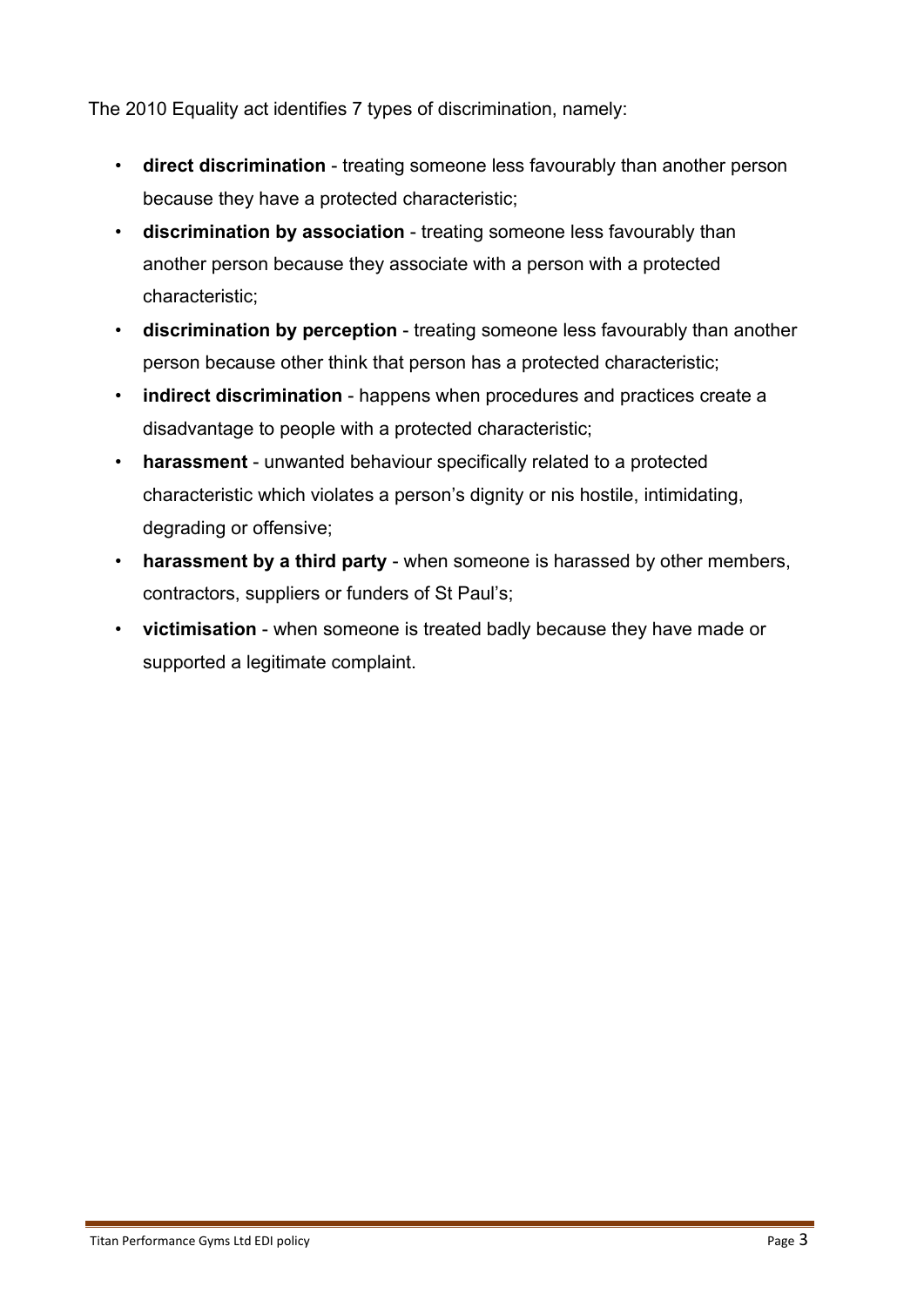The 2010 Equality act identifies 7 types of discrimination, namely:

- **direct discrimination** - treating someone less favourably than another person because they have a protected characteristic;
- **discrimination by association** - treating someone less favourably than another person because they associate with a person with a protected characteristic;
- **discrimination by perception** - treating someone less favourably than another person because other think that person has a protected characteristic;
- **indirect discrimination** - happens when procedures and practices create a disadvantage to people with a protected characteristic;
- **harassment** - unwanted behaviour specifically related to a protected characteristic which violates a person's dignity or nis hostile, intimidating, degrading or offensive;
- **harassment by a third party** - when someone is harassed by other members, contractors, suppliers or funders of St Paul's;
- **victimisation** - when someone is treated badly because they have made or supported a legitimate complaint.